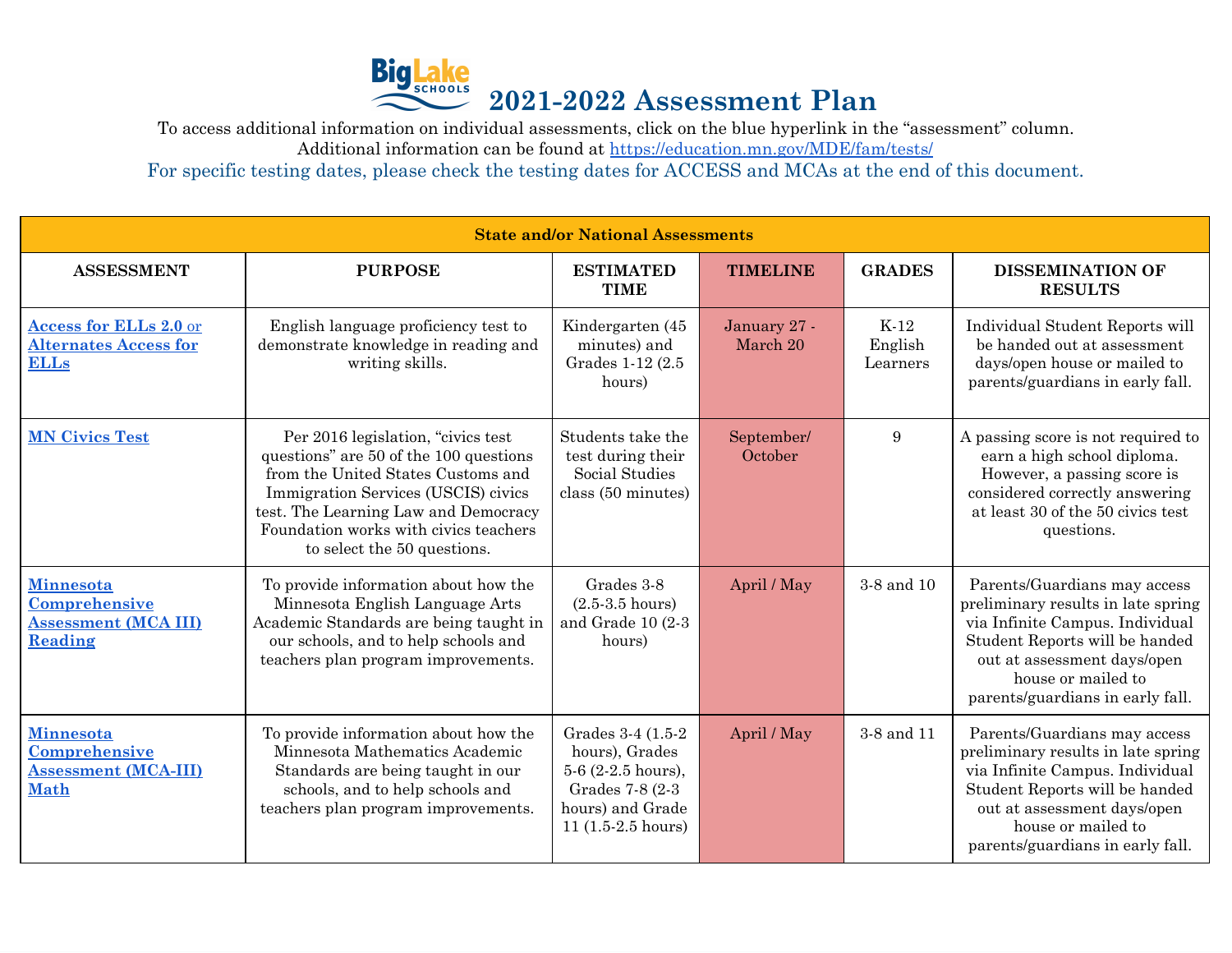# 2021-2022 Assessment Plan

To access additional information on individual assessments, click on the blue hyperlink in the "assessment" column.
Additional information can be found at https://education.mn.gov/MDE/fam/tests/
For specific testing dates, please check the testing dates for ACCESS and MCAs at the end of this document.

| State and/or National Assessments | | | | | |
|---|---|---|---|---|---|
| **ASSESSMENT** | **PURPOSE** | **ESTIMATED TIME** | **TIMELINE** | **GRADES** | **DISSEMINATION OF RESULTS** |
| Access for ELLs 2.0 or Alternates Access for ELLs | English language proficiency test to demonstrate knowledge in reading and writing skills. | Kindergarten (45 minutes) and Grades 1-12 (2.5 hours) | January 27 - March 20 | K-12 English Learners | Individual Student Reports will be handed out at assessment days/open house or mailed to parents/guardians in early fall. |
| MN Civics Test | Per 2016 legislation, "civics test questions" are 50 of the 100 questions from the United States Customs and Immigration Services (USCIS) civics test. The Learning Law and Democracy Foundation works with civics teachers to select the 50 questions. | Students take the test during their Social Studies class (50 minutes) | September/ October | 9 | A passing score is not required to earn a high school diploma. However, a passing score is considered correctly answering at least 30 of the 50 civics test questions. |
| Minnesota Comprehensive Assessment (MCA III) Reading | To provide information about how the Minnesota English Language Arts Academic Standards are being taught in our schools, and to help schools and teachers plan program improvements. | Grades 3-8 (2.5-3.5 hours) and Grade 10 (2-3 hours) | April / May | 3-8 and 10 | Parents/Guardians may access preliminary results in late spring via Infinite Campus. Individual Student Reports will be handed out at assessment days/open house or mailed to parents/guardians in early fall. |
| Minnesota Comprehensive Assessment (MCA-III) Math | To provide information about how the Minnesota Mathematics Academic Standards are being taught in our schools, and to help schools and teachers plan program improvements. | Grades 3-4 (1.5-2 hours), Grades 5-6 (2-2.5 hours), Grades 7-8 (2-3 hours) and Grade 11 (1.5-2.5 hours) | April / May | 3-8 and 11 | Parents/Guardians may access preliminary results in late spring via Infinite Campus. Individual Student Reports will be handed out at assessment days/open house or mailed to parents/guardians in early fall. |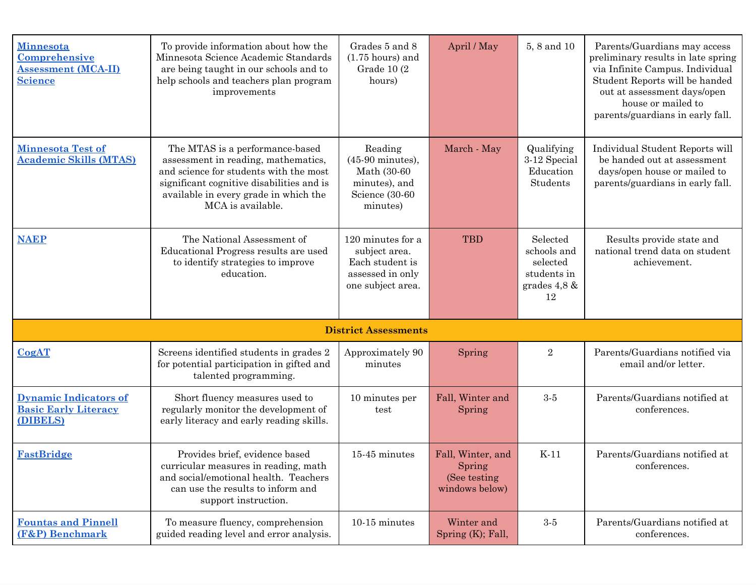| | | | | | |
|---|---|---|---|---|---|
| **Minnesota Comprehensive Assessment (MCA-II) Science** | To provide information about how the Minnesota Science Academic Standards are being taught in our schools and to help schools and teachers plan program improvements | Grades 5 and 8 (1.75 hours) and Grade 10 (2 hours) | April / May | 5, 8 and 10 | Parents/Guardians may access preliminary results in late spring via Infinite Campus. Individual Student Reports will be handed out at assessment days/open house or mailed to parents/guardians in early fall. |
| **Minnesota Test of Academic Skills (MTAS)** | The MTAS is a performance-based assessment in reading, mathematics, and science for students with the most significant cognitive disabilities and is available in every grade in which the MCA is available. | Reading (45-90 minutes), Math (30-60 minutes), and Science (30-60 minutes) | March - May | Qualifying 3-12 Special Education Students | Individual Student Reports will be handed out at assessment days/open house or mailed to parents/guardians in early fall. |
| **NAEP** | The National Assessment of Educational Progress results are used to identify strategies to improve education. | 120 minutes for a subject area. Each student is assessed in only one subject area. | TBD | Selected schools and selected students in grades 4,8 & 12 | Results provide state and national trend data on student achievement. |
| **District Assessments** | | | | | |
| **CogAT** | Screens identified students in grades 2 for potential participation in gifted and talented programming. | Approximately 90 minutes | Spring | 2 | Parents/Guardians notified via email and/or letter. |
| **Dynamic Indicators of Basic Early Literacy (DIBELS)** | Short fluency measures used to regularly monitor the development of early literacy and early reading skills. | 10 minutes per test | Fall, Winter and Spring | 3-5 | Parents/Guardians notified at conferences. |
| **FastBridge** | Provides brief, evidence based curricular measures in reading, math and social/emotional health. Teachers can use the results to inform and support instruction. | 15-45 minutes | Fall, Winter, and Spring (See testing windows below) | K-11 | Parents/Guardians notified at conferences. |
| **Fountas and Pinnell (F&P) Benchmark** | To measure fluency, comprehension guided reading level and error analysis. | 10-15 minutes | Winter and Spring (K); Fall, | 3-5 | Parents/Guardians notified at conferences. |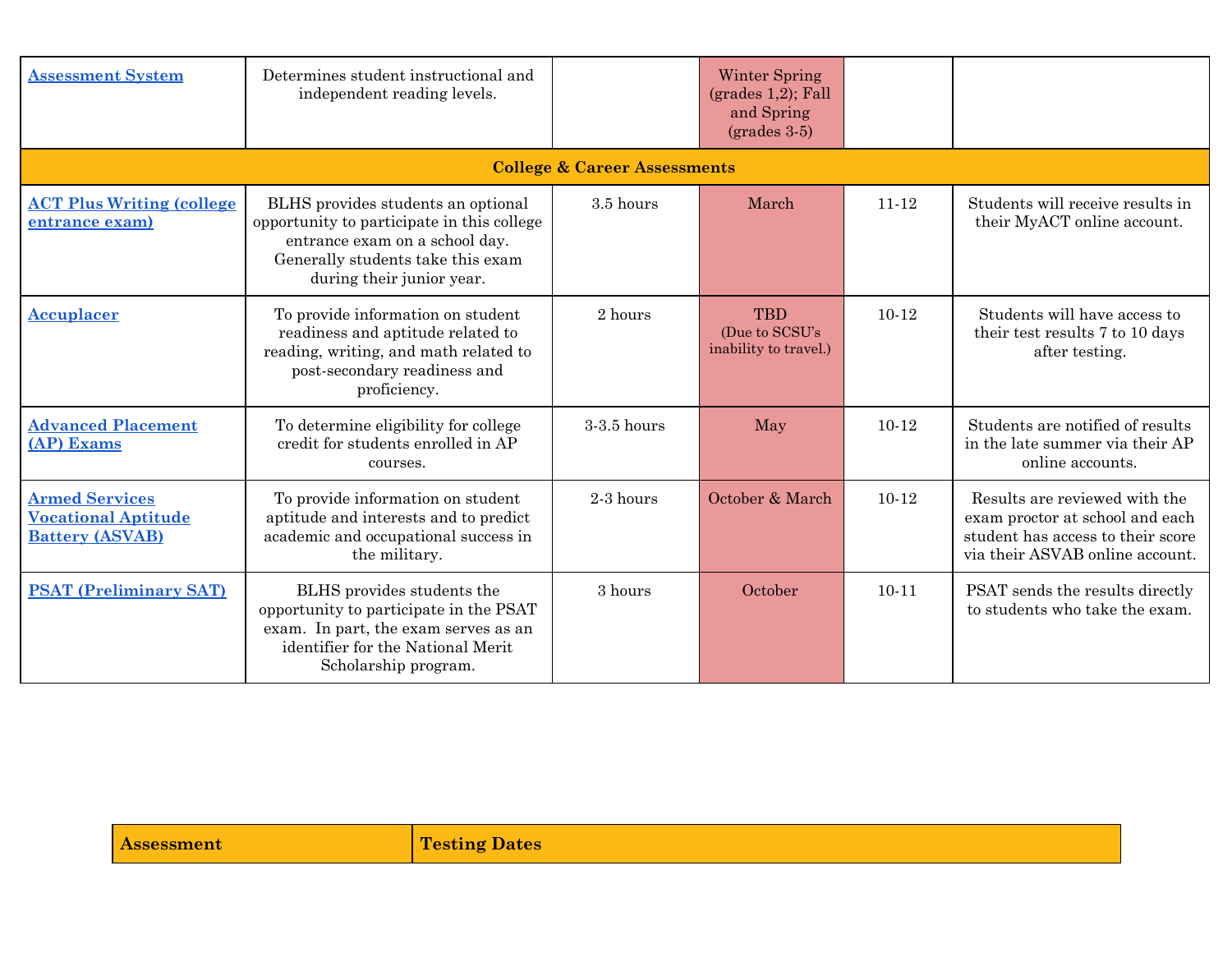| | | | | | |
|---|---|---|---|---|---|
| Assessment System | Determines student instructional and independent reading levels. | | Winter Spring (grades 1,2); Fall and Spring (grades 3-5) | | |
| **College & Career Assessments** | | | | | |
| ACT Plus Writing (college entrance exam) | BLHS provides students an optional opportunity to participate in this college entrance exam on a school day. Generally students take this exam during their junior year. | 3.5 hours | March | 11-12 | Students will receive results in their MyACT online account. |
| Accuplacer | To provide information on student readiness and aptitude related to reading, writing, and math related to post-secondary readiness and proficiency. | 2 hours | TBD (Due to SCSU's inability to travel.) | 10-12 | Students will have access to their test results 7 to 10 days after testing. |
| Advanced Placement (AP) Exams | To determine eligibility for college credit for students enrolled in AP courses. | 3-3.5 hours | May | 10-12 | Students are notified of results in the late summer via their AP online accounts. |
| Armed Services Vocational Aptitude Battery (ASVAB) | To provide information on student aptitude and interests and to predict academic and occupational success in the military. | 2-3 hours | October & March | 10-12 | Results are reviewed with the exam proctor at school and each student has access to their score via their ASVAB online account. |
| PSAT (Preliminary SAT) | BLHS provides students the opportunity to participate in the PSAT exam. In part, the exam serves as an identifier for the National Merit Scholarship program. | 3 hours | October | 10-11 | PSAT sends the results directly to students who take the exam. |

| Assessment | Testing Dates |
|---|---|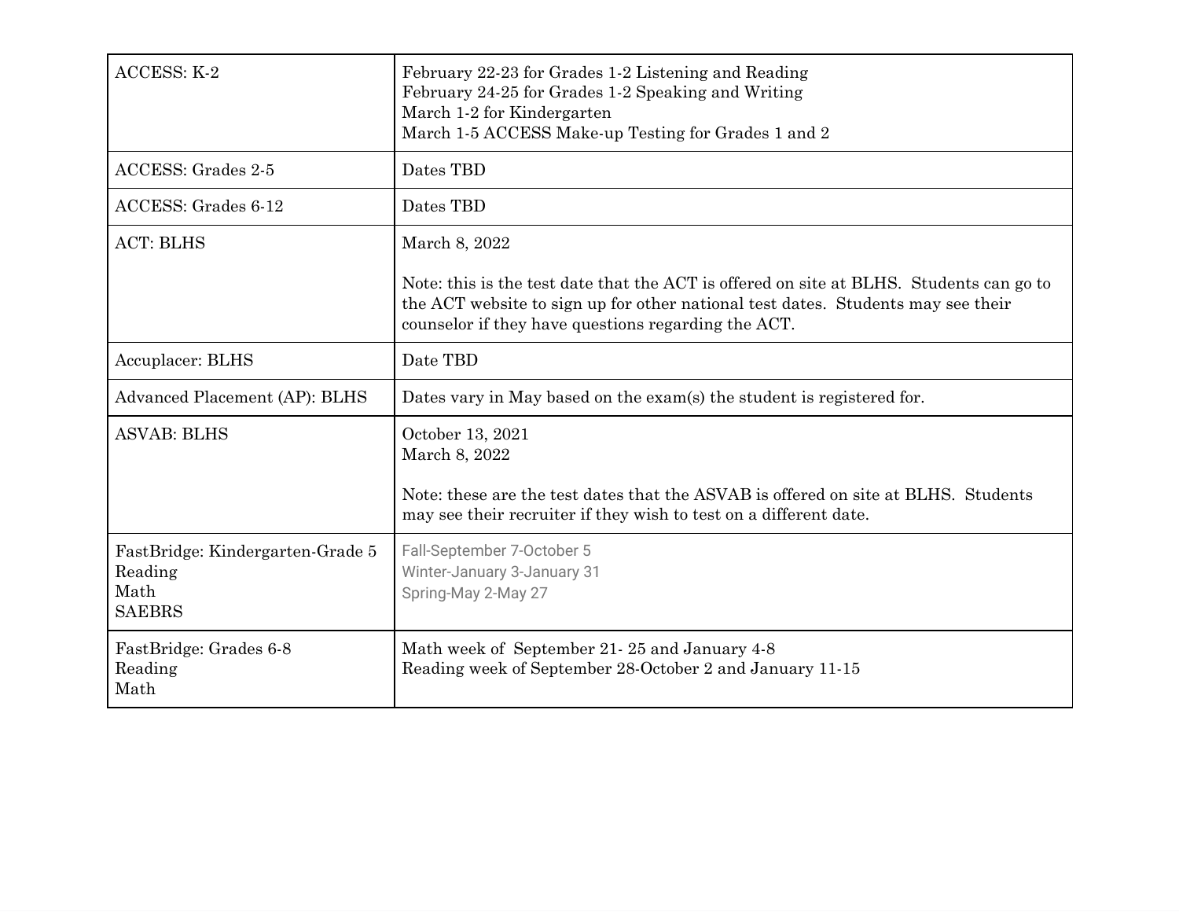| | |
|---|---|
| ACCESS: K-2 | February 22-23 for Grades 1-2 Listening and Reading<br>February 24-25 for Grades 1-2 Speaking and Writing<br>March 1-2 for Kindergarten<br>March 1-5 ACCESS Make-up Testing for Grades 1 and 2 |
| ACCESS: Grades 2-5 | Dates TBD |
| ACCESS: Grades 6-12 | Dates TBD |
| ACT: BLHS | March 8, 2022<br><br>Note: this is the test date that the ACT is offered on site at BLHS. Students can go to the ACT website to sign up for other national test dates. Students may see their counselor if they have questions regarding the ACT. |
| Accuplacer: BLHS | Date TBD |
| Advanced Placement (AP): BLHS | Dates vary in May based on the exam(s) the student is registered for. |
| ASVAB: BLHS | October 13, 2021<br>March 8, 2022<br><br>Note: these are the test dates that the ASVAB is offered on site at BLHS. Students may see their recruiter if they wish to test on a different date. |
| FastBridge: Kindergarten-Grade 5<br>Reading<br>Math<br>SAEBRS | Fall-September 7-October 5<br>Winter-January 3-January 31<br>Spring-May 2-May 27 |
| FastBridge: Grades 6-8<br>Reading<br>Math | Math week of September 21- 25 and January 4-8<br>Reading week of September 28-October 2 and January 11-15 |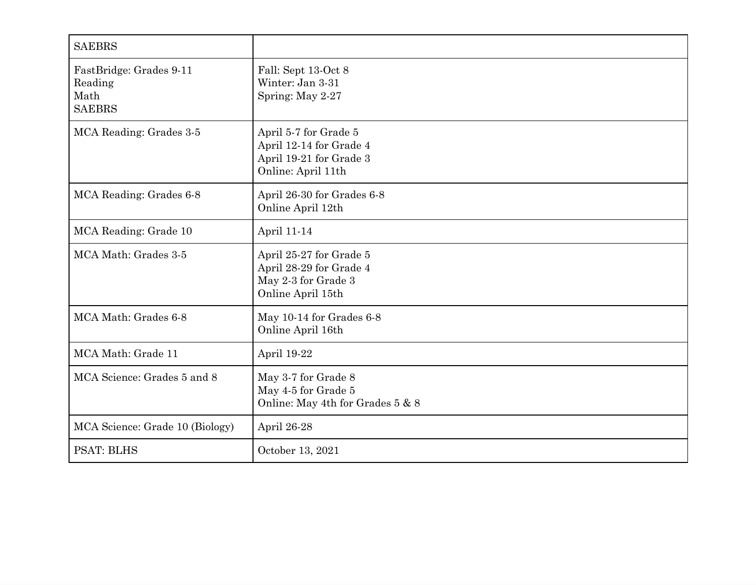| | |
|---|---|
| SAEBRS | |
| FastBridge: Grades 9-11<br>Reading<br>Math<br>SAEBRS | Fall: Sept 13-Oct 8<br>Winter: Jan 3-31<br>Spring: May 2-27 |
| MCA Reading: Grades 3-5 | April 5-7 for Grade 5<br>April 12-14 for Grade 4<br>April 19-21 for Grade 3<br>Online: April 11th |
| MCA Reading: Grades 6-8 | April 26-30 for Grades 6-8<br>Online April 12th |
| MCA Reading: Grade 10 | April 11-14 |
| MCA Math: Grades 3-5 | April 25-27 for Grade 5<br>April 28-29 for Grade 4<br>May 2-3 for Grade 3<br>Online April 15th |
| MCA Math: Grades 6-8 | May 10-14 for Grades 6-8<br>Online April 16th |
| MCA Math: Grade 11 | April 19-22 |
| MCA Science: Grades 5 and 8 | May 3-7 for Grade 8<br>May 4-5 for Grade 5<br>Online: May 4th for Grades 5 & 8 |
| MCA Science: Grade 10 (Biology) | April 26-28 |
| PSAT: BLHS | October 13, 2021 |